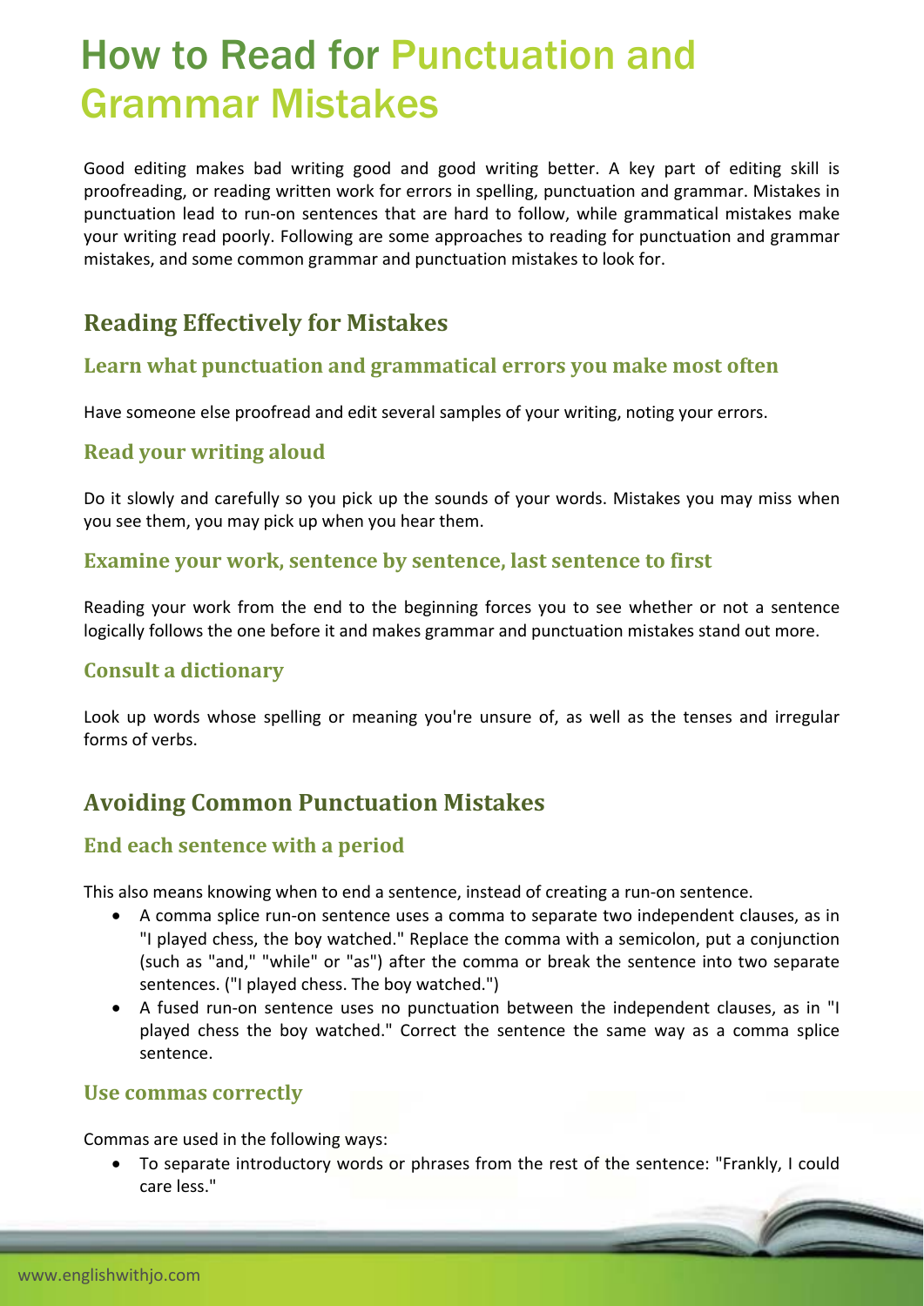# How to Read for Punctuation and Grammar Mistakes

Good editing makes bad writing good and good writing better. A key part of editing skill is proofreading, or reading written work for errors in spelling, punctuation and grammar. Mistakes in punctuation lead to run-on sentences that are hard to follow, while grammatical mistakes make your writing read poorly. Following are some approaches to reading for punctuation and grammar mistakes, and some common grammar and punctuation mistakes to look for.

## Reading Effectively for Mistakes

### Learn what punctuation and grammatical errors you make most often

Have someone else proofread and edit several samples of your writing, noting your errors.

### Read your writing aloud

Do it slowly and carefully so you pick up the sounds of your words. Mistakes you may miss when you see them, you may pick up when you hear them.

### Examine your work, sentence by sentence, last sentence to first

Reading your work from the end to the beginning forces you to see whether or not a sentence logically follows the one before it and makes grammar and punctuation mistakes stand out more.

### Consult a dictionary

Look up words whose spelling or meaning you're unsure of, as well as the tenses and irregular forms of verbs.

## Avoiding Common Punctuation Mistakes

### End each sentence with a period

This also means knowing when to end a sentence, instead of creating a run-on sentence.

- A comma splice run-on sentence uses a comma to separate two independent clauses, as in "I played chess, the boy watched." Replace the comma with a semicolon, put a conjunction (such as "and," "while" or "as") after the comma or break the sentence into two separate sentences. ("I played chess. The boy watched.")
- A fused run-on sentence uses no punctuation between the independent clauses, as in "I played chess the boy watched." Correct the sentence the same way as a comma splice sentence.

### Use commas correctly

Commas are used in the following ways:

- To separate introductory words or phrases from the rest of the sentence: "Frankly, I could care less."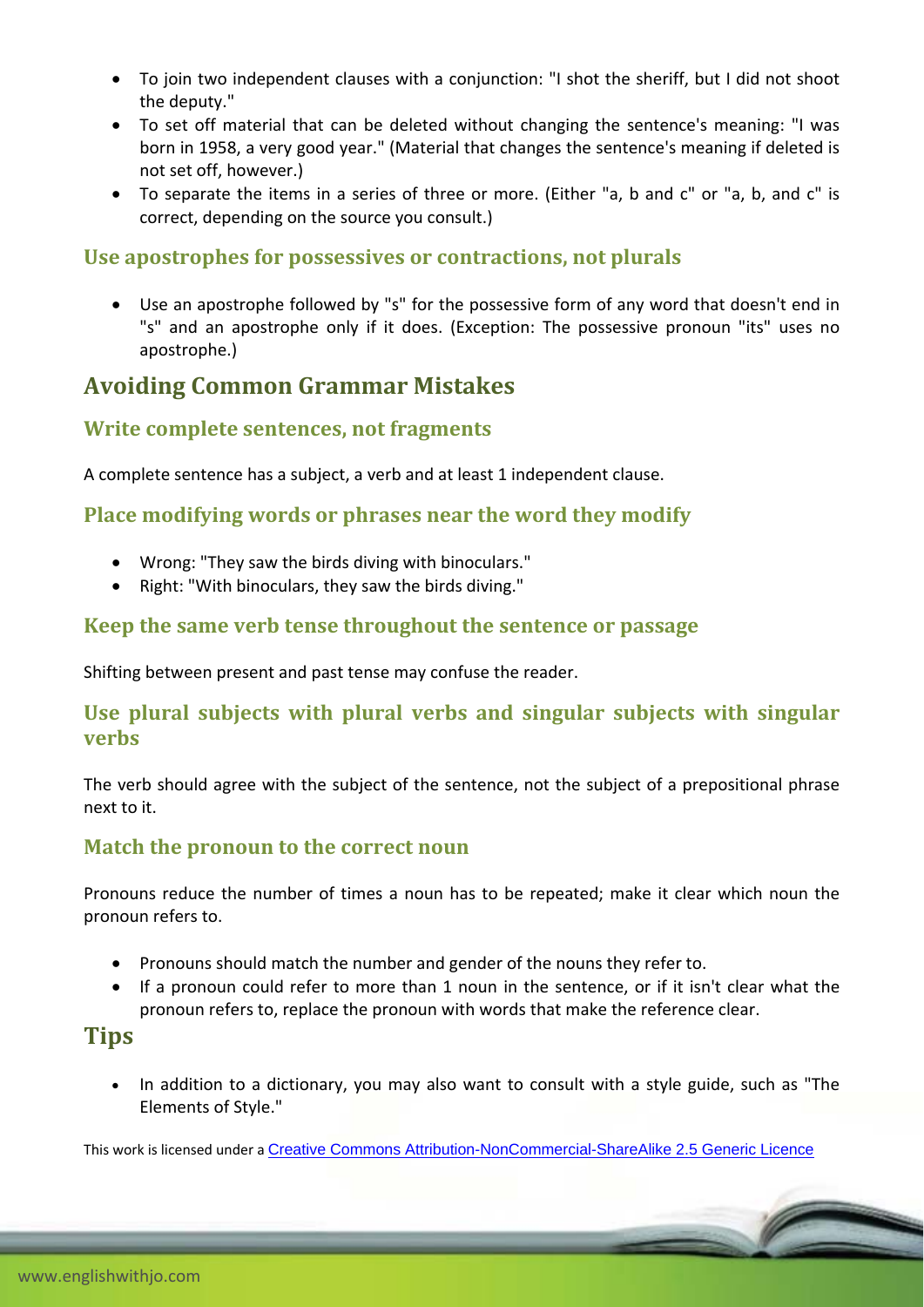- To join two independent clauses with a conjunction: "I shot the sheriff, but I did not shoot the deputy."
- To set off material that can be deleted without changing the sentence's meaning: "I was born in 1958, a very good year." (Material that changes the sentence's meaning if deleted is not set off, however.)
- To separate the items in a series of three or more. (Either "a, b and c" or "a, b, and c" is correct, depending on the source you consult.)

### Use apostrophes for possessives or contractions, not plurals

- Use an apostrophe followed by "s" for the possessive form of any word that doesn't end in "s" and an apostrophe only if it does. (Exception: The possessive pronoun "its" uses no apostrophe.)

## Avoiding Common Grammar Mistakes

### Write complete sentences, not fragments

A complete sentence has a subject, a verb and at least 1 independent clause.

### Place modifying words or phrases near the word they modify

- Wrong: "They saw the birds diving with binoculars."
- Right: "With binoculars, they saw the birds diving."

### Keep the same verb tense throughout the sentence or passage

Shifting between present and past tense may confuse the reader.

### Use plural subjects with plural verbs and singular subjects with singular verbs

The verb should agree with the subject of the sentence, not the subject of a prepositional phrase next to it.

### Match the pronoun to the correct noun

Pronouns reduce the number of times a noun has to be repeated; make it clear which noun the pronoun refers to.

- Pronouns should match the number and gender of the nouns they refer to.
- If a pronoun could refer to more than 1 noun in the sentence, or if it isn't clear what the pronoun refers to, replace the pronoun with words that make the reference clear.

## Tips

- In addition to a dictionary, you may also want to consult with a style guide, such as "The Elements of Style."

This work is licensed under a Creative Commons Attribution-NonCommercial-ShareAlike 2.5 Generic Licence